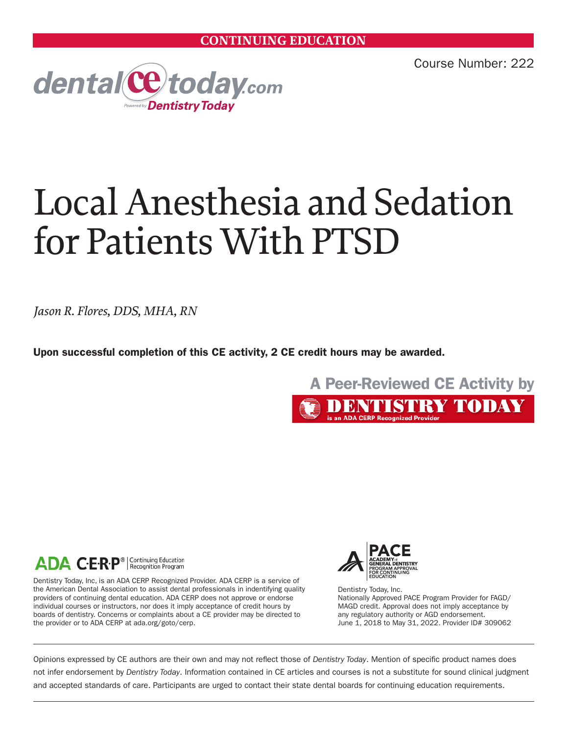**CONTINUING EDUCATION**

Course Number: 222

dentalcetoday.com
Powered by Dentistry Today

# Local Anesthesia and Sedation for Patients With PTSD

*Jason R. Flores, DDS, MHA, RN*

**Upon successful completion of this CE activity, 2 CE credit hours may be awarded.**

A Peer-Reviewed CE Activity by
DENTISTRY TODAY
is an ADA CERP Recognized Provider

ADA C·E·R·P® | Continuing Education Recognition Program

Dentistry Today, Inc, is an ADA CERP Recognized Provider. ADA CERP is a service of the American Dental Association to assist dental professionals in indentifying quality providers of continuing dental education. ADA CERP does not approve or endorse individual courses or instructors, nor does it imply acceptance of credit hours by boards of dentistry. Concerns or complaints about a CE provider may be directed to the provider or to ADA CERP at ada.org/goto/cerp.

PACE
ACADEMY of GENERAL DENTISTRY PROGRAM APPROVAL FOR CONTINUING EDUCATION

Dentistry Today, Inc.
Nationally Approved PACE Program Provider for FAGD/MAGD credit. Approval does not imply acceptance by any regulatory authority or AGD endorsement.
June 1, 2018 to May 31, 2022. Provider ID# 309062

Opinions expressed by CE authors are their own and may not reflect those of *Dentistry Today*. Mention of specific product names does not infer endorsement by *Dentistry Today*. Information contained in CE articles and courses is not a substitute for sound clinical judgment and accepted standards of care. Participants are urged to contact their state dental boards for continuing education requirements.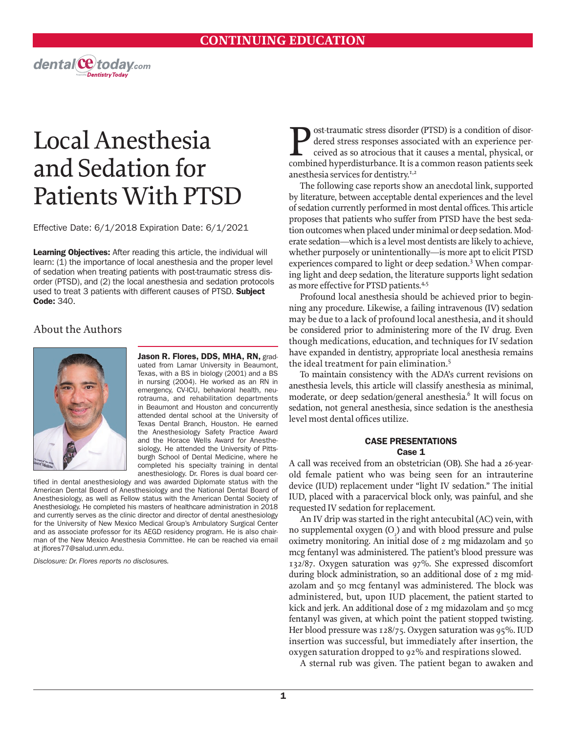# Local Anesthesia and Sedation for Patients With PTSD

Effective Date: 6/1/2018 Expiration Date: 6/1/2021

**Learning Objectives:** After reading this article, the individual will learn: (1) the importance of local anesthesia and the proper level of sedation when treating patients with post-traumatic stress disorder (PTSD), and (2) the local anesthesia and sedation protocols used to treat 3 patients with different causes of PTSD. **Subject Code:** 340.

## About the Authors

**Jason R. Flores, DDS, MHA, RN,** graduated from Lamar University in Beaumont, Texas, with a BS in biology (2001) and a BS in nursing (2004). He worked as an RN in emergency, CV-ICU, behavioral health, neurotrauma, and rehabilitation departments in Beaumont and Houston and concurrently attended dental school at the University of Texas Dental Branch, Houston. He earned the Anesthesiology Safety Practice Award and the Horace Wells Award for Anesthesiology. He attended the University of Pittsburgh School of Dental Medicine, where he completed his specialty training in dental anesthesiology. Dr. Flores is dual board certified in dental anesthesiology and was awarded Diplomate status with the American Dental Board of Anesthesiology and the National Dental Board of Anesthesiology, as well as Fellow status with the American Dental Society of Anesthesiology. He completed his masters of healthcare administration in 2018 and currently serves as the clinic director and director of dental anesthesiology for the University of New Mexico Medical Group's Ambulatory Surgical Center and as associate professor for its AEGD residency program. He is also chairman of the New Mexico Anesthesia Committee. He can be reached via email at jflores77@salud.unm.edu.

*Disclosure: Dr. Flores reports no disclosures.*

Post-traumatic stress disorder (PTSD) is a condition of disordered stress responses associated with an experience perceived as so atrocious that it causes a mental, physical, or combined hyperdisturbance. It is a common reason patients seek anesthesia services for dentistry.[1,2]

The following case reports show an anecdotal link, supported by literature, between acceptable dental experiences and the level of sedation currently performed in most dental offices. This article proposes that patients who suffer from PTSD have the best sedation outcomes when placed under minimal or deep sedation. Moderate sedation—which is a level most dentists are likely to achieve, whether purposely or unintentionally—is more apt to elicit PTSD experiences compared to light or deep sedation.[3] When comparing light and deep sedation, the literature supports light sedation as more effective for PTSD patients.[4,5]

Profound local anesthesia should be achieved prior to beginning any procedure. Likewise, a failing intravenous (IV) sedation may be due to a lack of profound local anesthesia, and it should be considered prior to administering more of the IV drug. Even though medications, education, and techniques for IV sedation have expanded in dentistry, appropriate local anesthesia remains the ideal treatment for pain elimination.[5]

To maintain consistency with the ADA's current revisions on anesthesia levels, this article will classify anesthesia as minimal, moderate, or deep sedation/general anesthesia.[6] It will focus on sedation, not general anesthesia, since sedation is the anesthesia level most dental offices utilize.

### CASE PRESENTATIONS

#### Case 1

A call was received from an obstetrician (OB). She had a 26-year-old female patient who was being seen for an intrauterine device (IUD) replacement under "light IV sedation." The initial IUD, placed with a paracervical block only, was painful, and she requested IV sedation for replacement.

An IV drip was started in the right antecubital (AC) vein, with no supplemental oxygen ($O_2$) and with blood pressure and pulse oximetry monitoring. An initial dose of 2 mg midazolam and 50 mcg fentanyl was administered. The patient's blood pressure was 132/87. Oxygen saturation was 97%. She expressed discomfort during block administration, so an additional dose of 2 mg midazolam and 50 mcg fentanyl was administered. The block was administered, but, upon IUD placement, the patient started to kick and jerk. An additional dose of 2 mg midazolam and 50 mcg fentanyl was given, at which point the patient stopped twisting. Her blood pressure was 128/75. Oxygen saturation was 95%. IUD insertion was successful, but immediately after insertion, the oxygen saturation dropped to 92% and respirations slowed.

A sternal rub was given. The patient began to awaken and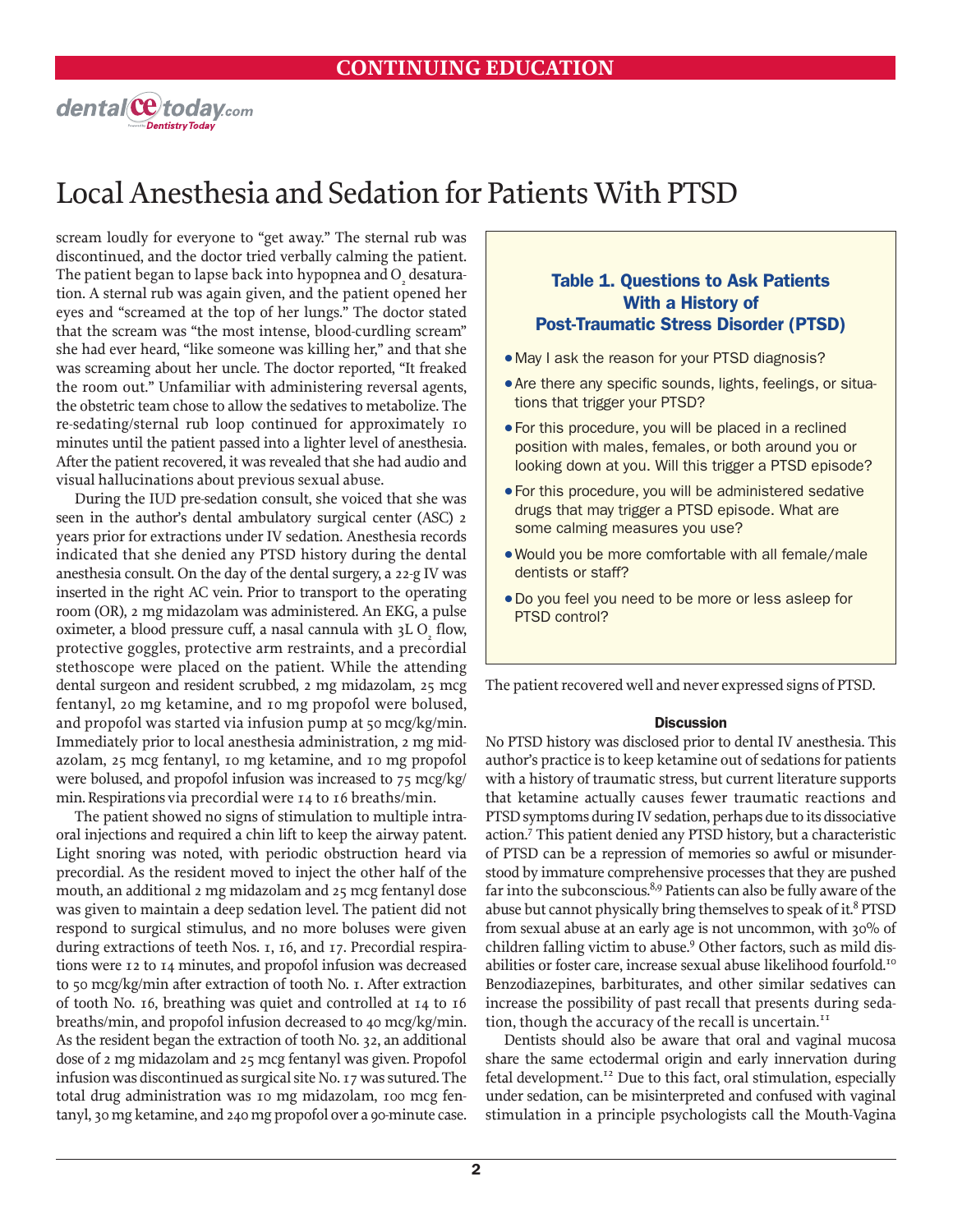scream loudly for everyone to "get away." The sternal rub was discontinued, and the doctor tried verbally calming the patient. The patient began to lapse back into hypopnea and $O_2$ desaturation. A sternal rub was again given, and the patient opened her eyes and "screamed at the top of her lungs." The doctor stated that the scream was "the most intense, blood-curdling scream" she had ever heard, "like someone was killing her," and that she was screaming about her uncle. The doctor reported, "It freaked the room out." Unfamiliar with administering reversal agents, the obstetric team chose to allow the sedatives to metabolize. The re-sedating/sternal rub loop continued for approximately 10 minutes until the patient passed into a lighter level of anesthesia. After the patient recovered, it was revealed that she had audio and visual hallucinations about previous sexual abuse.

During the IUD pre-sedation consult, she voiced that she was seen in the author's dental ambulatory surgical center (ASC) 2 years prior for extractions under IV sedation. Anesthesia records indicated that she denied any PTSD history during the dental anesthesia consult. On the day of the dental surgery, a 22-g IV was inserted in the right AC vein. Prior to transport to the operating room (OR), 2 mg midazolam was administered. An EKG, a pulse oximeter, a blood pressure cuff, a nasal cannula with 3L $O_2$ flow, protective goggles, protective arm restraints, and a precordial stethoscope were placed on the patient. While the attending dental surgeon and resident scrubbed, 2 mg midazolam, 25 mcg fentanyl, 20 mg ketamine, and 10 mg propofol were bolused, and propofol was started via infusion pump at 50 mcg/kg/min. Immediately prior to local anesthesia administration, 2 mg midazolam, 25 mcg fentanyl, 10 mg ketamine, and 10 mg propofol were bolused, and propofol infusion was increased to 75 mcg/kg/min. Respirations via precordial were 14 to 16 breaths/min.

The patient showed no signs of stimulation to multiple intraoral injections and required a chin lift to keep the airway patent. Light snoring was noted, with periodic obstruction heard via precordial. As the resident moved to inject the other half of the mouth, an additional 2 mg midazolam and 25 mcg fentanyl dose was given to maintain a deep sedation level. The patient did not respond to surgical stimulus, and no more boluses were given during extractions of teeth Nos. 1, 16, and 17. Precordial respirations were 12 to 14 minutes, and propofol infusion was decreased to 50 mcg/kg/min after extraction of tooth No. 1. After extraction of tooth No. 16, breathing was quiet and controlled at 14 to 16 breaths/min, and propofol infusion decreased to 40 mcg/kg/min. As the resident began the extraction of tooth No. 32, an additional dose of 2 mg midazolam and 25 mcg fentanyl was given. Propofol infusion was discontinued as surgical site No. 17 was sutured. The total drug administration was 10 mg midazolam, 100 mcg fentanyl, 30 mg ketamine, and 240 mg propofol over a 90-minute case. The patient recovered well and never expressed signs of PTSD.

### Table 1. Questions to Ask Patients With a History of Post-Traumatic Stress Disorder (PTSD)

- May I ask the reason for your PTSD diagnosis?
- Are there any specific sounds, lights, feelings, or situations that trigger your PTSD?
- For this procedure, you will be placed in a reclined position with males, females, or both around you or looking down at you. Will this trigger a PTSD episode?
- For this procedure, you will be administered sedative drugs that may trigger a PTSD episode. What are some calming measures you use?
- Would you be more comfortable with all female/male dentists or staff?
- Do you feel you need to be more or less asleep for PTSD control?

## Discussion

No PTSD history was disclosed prior to dental IV anesthesia. This author's practice is to keep ketamine out of sedations for patients with a history of traumatic stress, but current literature supports that ketamine actually causes fewer traumatic reactions and PTSD symptoms during IV sedation, perhaps due to its dissociative action.[7] This patient denied any PTSD history, but a characteristic of PTSD can be a repression of memories so awful or misunderstood by immature comprehensive processes that they are pushed far into the subconscious.[8,9] Patients can also be fully aware of the abuse but cannot physically bring themselves to speak of it.[8] PTSD from sexual abuse at an early age is not uncommon, with 30% of children falling victim to abuse.[9] Other factors, such as mild disabilities or foster care, increase sexual abuse likelihood fourfold.[10] Benzodiazepines, barbiturates, and other similar sedatives can increase the possibility of past recall that presents during sedation, though the accuracy of the recall is uncertain.[11]

Dentists should also be aware that oral and vaginal mucosa share the same ectodermal origin and early innervation during fetal development.[12] Due to this fact, oral stimulation, especially under sedation, can be misinterpreted and confused with vaginal stimulation in a principle psychologists call the Mouth-Vagina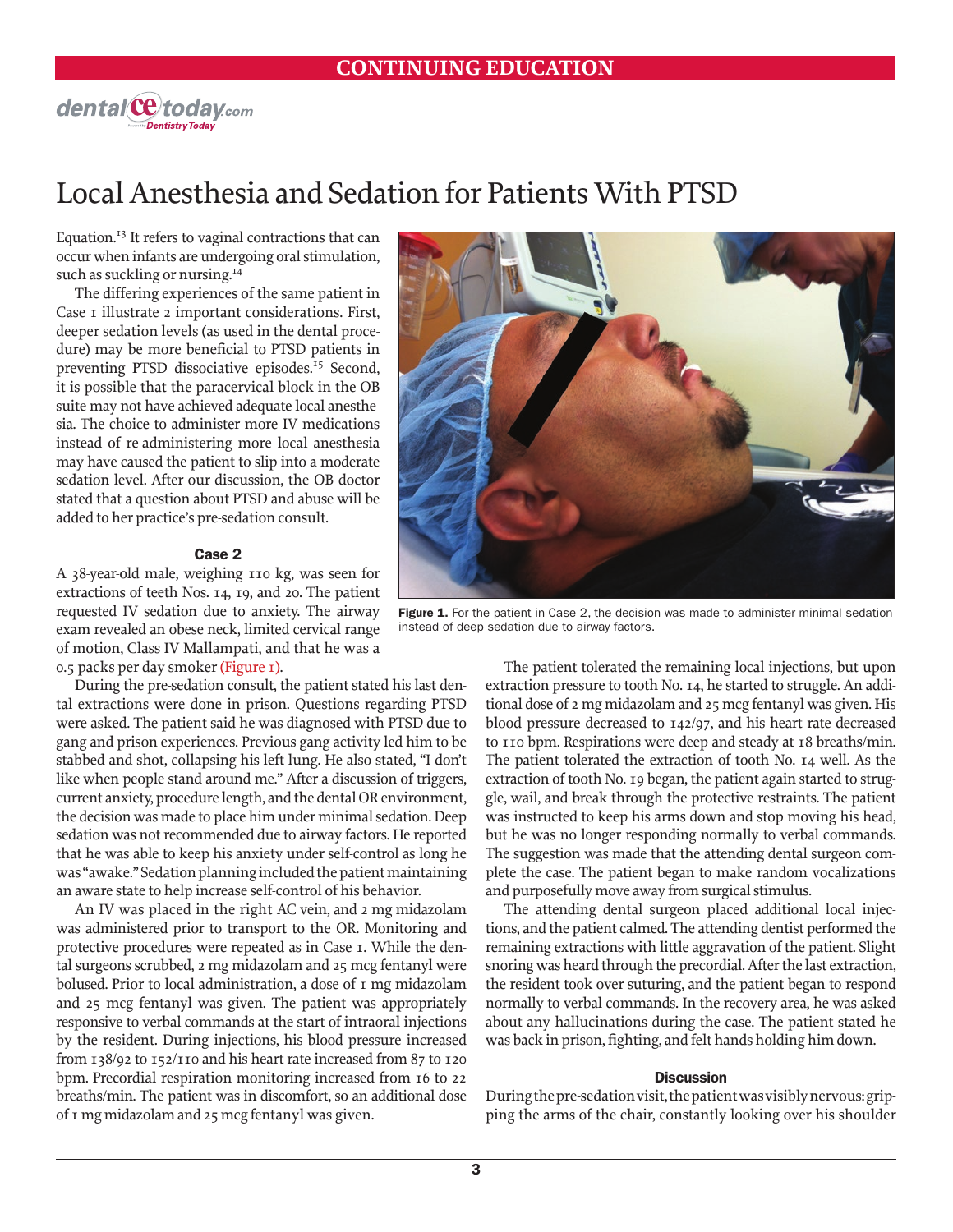Equation.[13] It refers to vaginal contractions that can occur when infants are undergoing oral stimulation, such as suckling or nursing.[14]

The differing experiences of the same patient in Case 1 illustrate 2 important considerations. First, deeper sedation levels (as used in the dental procedure) may be more beneficial to PTSD patients in preventing PTSD dissociative episodes.[15] Second, it is possible that the paracervical block in the OB suite may not have achieved adequate local anesthesia. The choice to administer more IV medications instead of re-administering more local anesthesia may have caused the patient to slip into a moderate sedation level. After our discussion, the OB doctor stated that a question about PTSD and abuse will be added to her practice's pre-sedation consult.

#### Case 2

A 38-year-old male, weighing 110 kg, was seen for extractions of teeth Nos. 14, 19, and 20. The patient requested IV sedation due to anxiety. The airway exam revealed an obese neck, limited cervical range of motion, Class IV Mallampati, and that he was a 0.5 packs per day smoker (Figure 1).

Figure 1. For the patient in Case 2, the decision was made to administer minimal sedation instead of deep sedation due to airway factors.

During the pre-sedation consult, the patient stated his last dental extractions were done in prison. Questions regarding PTSD were asked. The patient said he was diagnosed with PTSD due to gang and prison experiences. Previous gang activity led him to be stabbed and shot, collapsing his left lung. He also stated, "I don't like when people stand around me." After a discussion of triggers, current anxiety, procedure length, and the dental OR environment, the decision was made to place him under minimal sedation. Deep sedation was not recommended due to airway factors. He reported that he was able to keep his anxiety under self-control as long he was "awake." Sedation planning included the patient maintaining an aware state to help increase self-control of his behavior.

An IV was placed in the right AC vein, and 2 mg midazolam was administered prior to transport to the OR. Monitoring and protective procedures were repeated as in Case 1. While the dental surgeons scrubbed, 2 mg midazolam and 25 mcg fentanyl were bolused. Prior to local administration, a dose of 1 mg midazolam and 25 mcg fentanyl was given. The patient was appropriately responsive to verbal commands at the start of intraoral injections by the resident. During injections, his blood pressure increased from 138/92 to 152/110 and his heart rate increased from 87 to 120 bpm. Precordial respiration monitoring increased from 16 to 22 breaths/min. The patient was in discomfort, so an additional dose of 1 mg midazolam and 25 mcg fentanyl was given.

The patient tolerated the remaining local injections, but upon extraction pressure to tooth No. 14, he started to struggle. An additional dose of 2 mg midazolam and 25 mcg fentanyl was given. His blood pressure decreased to 142/97, and his heart rate decreased to 110 bpm. Respirations were deep and steady at 18 breaths/min. The patient tolerated the extraction of tooth No. 14 well. As the extraction of tooth No. 19 began, the patient again started to struggle, wail, and break through the protective restraints. The patient was instructed to keep his arms down and stop moving his head, but he was no longer responding normally to verbal commands. The suggestion was made that the attending dental surgeon complete the case. The patient began to make random vocalizations and purposefully move away from surgical stimulus.

The attending dental surgeon placed additional local injections, and the patient calmed. The attending dentist performed the remaining extractions with little aggravation of the patient. Slight snoring was heard through the precordial. After the last extraction, the resident took over suturing, and the patient began to respond normally to verbal commands. In the recovery area, he was asked about any hallucinations during the case. The patient stated he was back in prison, fighting, and felt hands holding him down.

#### Discussion

During the pre-sedation visit, the patient was visibly nervous: gripping the arms of the chair, constantly looking over his shoulder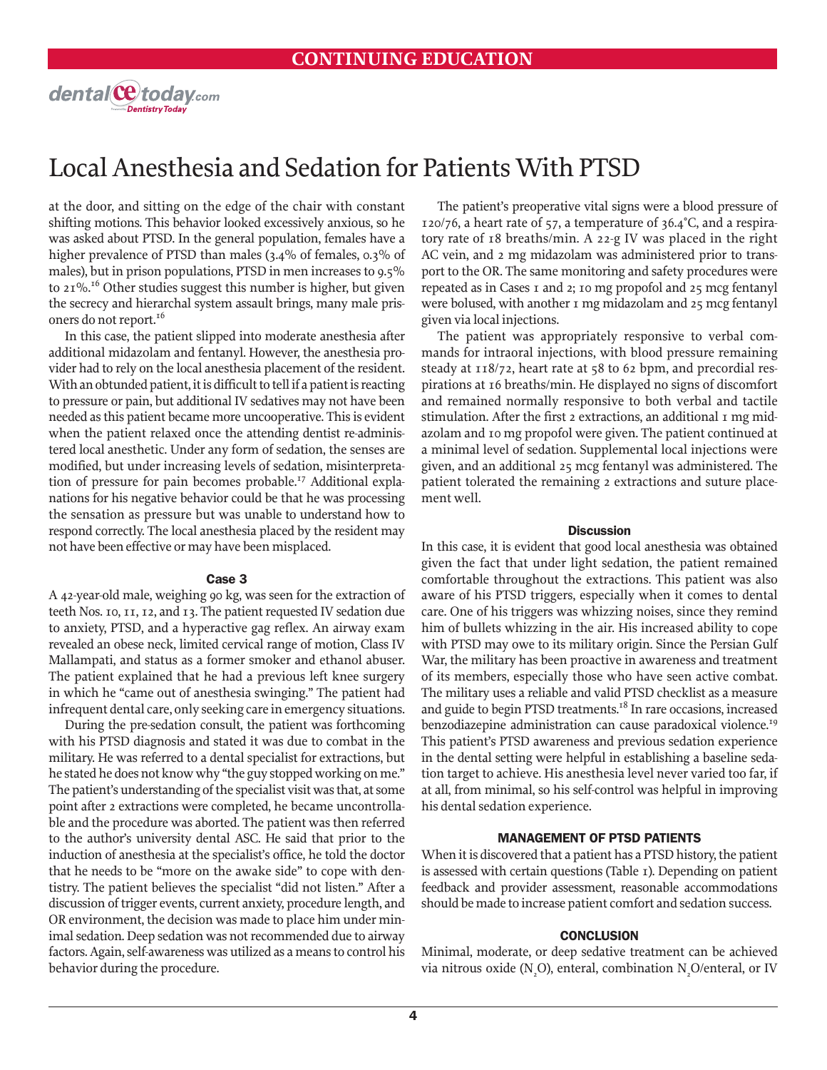at the door, and sitting on the edge of the chair with constant shifting motions. This behavior looked excessively anxious, so he was asked about PTSD. In the general population, females have a higher prevalence of PTSD than males (3.4% of females, 0.3% of males), but in prison populations, PTSD in men increases to 9.5% to 21%.[16] Other studies suggest this number is higher, but given the secrecy and hierarchal system assault brings, many male prisoners do not report.[16]

In this case, the patient slipped into moderate anesthesia after additional midazolam and fentanyl. However, the anesthesia provider had to rely on the local anesthesia placement of the resident. With an obtunded patient, it is difficult to tell if a patient is reacting to pressure or pain, but additional IV sedatives may not have been needed as this patient became more uncooperative. This is evident when the patient relaxed once the attending dentist re-administered local anesthetic. Under any form of sedation, the senses are modified, but under increasing levels of sedation, misinterpretation of pressure for pain becomes probable.[17] Additional explanations for his negative behavior could be that he was processing the sensation as pressure but was unable to understand how to respond correctly. The local anesthesia placed by the resident may not have been effective or may have been misplaced.

### Case 3

A 42-year-old male, weighing 90 kg, was seen for the extraction of teeth Nos. 10, 11, 12, and 13. The patient requested IV sedation due to anxiety, PTSD, and a hyperactive gag reflex. An airway exam revealed an obese neck, limited cervical range of motion, Class IV Mallampati, and status as a former smoker and ethanol abuser. The patient explained that he had a previous left knee surgery in which he "came out of anesthesia swinging." The patient had infrequent dental care, only seeking care in emergency situations.

During the pre-sedation consult, the patient was forthcoming with his PTSD diagnosis and stated it was due to combat in the military. He was referred to a dental specialist for extractions, but he stated he does not know why "the guy stopped working on me." The patient's understanding of the specialist visit was that, at some point after 2 extractions were completed, he became uncontrollable and the procedure was aborted. The patient was then referred to the author's university dental ASC. He said that prior to the induction of anesthesia at the specialist's office, he told the doctor that he needs to be "more on the awake side" to cope with dentistry. The patient believes the specialist "did not listen." After a discussion of trigger events, current anxiety, procedure length, and OR environment, the decision was made to place him under minimal sedation. Deep sedation was not recommended due to airway factors. Again, self-awareness was utilized as a means to control his behavior during the procedure.

The patient's preoperative vital signs were a blood pressure of 120/76, a heart rate of 57, a temperature of 36.4°C, and a respiratory rate of 18 breaths/min. A 22-g IV was placed in the right AC vein, and 2 mg midazolam was administered prior to transport to the OR. The same monitoring and safety procedures were repeated as in Cases 1 and 2; 10 mg propofol and 25 mcg fentanyl were bolused, with another 1 mg midazolam and 25 mcg fentanyl given via local injections.

The patient was appropriately responsive to verbal commands for intraoral injections, with blood pressure remaining steady at 118/72, heart rate at 58 to 62 bpm, and precordial respirations at 16 breaths/min. He displayed no signs of discomfort and remained normally responsive to both verbal and tactile stimulation. After the first 2 extractions, an additional 1 mg midazolam and 10 mg propofol were given. The patient continued at a minimal level of sedation. Supplemental local injections were given, and an additional 25 mcg fentanyl was administered. The patient tolerated the remaining 2 extractions and suture placement well.

### Discussion

In this case, it is evident that good local anesthesia was obtained given the fact that under light sedation, the patient remained comfortable throughout the extractions. This patient was also aware of his PTSD triggers, especially when it comes to dental care. One of his triggers was whizzing noises, since they remind him of bullets whizzing in the air. His increased ability to cope with PTSD may owe to its military origin. Since the Persian Gulf War, the military has been proactive in awareness and treatment of its members, especially those who have seen active combat. The military uses a reliable and valid PTSD checklist as a measure and guide to begin PTSD treatments.[18] In rare occasions, increased benzodiazepine administration can cause paradoxical violence.[19] This patient's PTSD awareness and previous sedation experience in the dental setting were helpful in establishing a baseline sedation target to achieve. His anesthesia level never varied too far, if at all, from minimal, so his self-control was helpful in improving his dental sedation experience.

## MANAGEMENT OF PTSD PATIENTS

When it is discovered that a patient has a PTSD history, the patient is assessed with certain questions (Table 1). Depending on patient feedback and provider assessment, reasonable accommodations should be made to increase patient comfort and sedation success.

## CONCLUSION

Minimal, moderate, or deep sedative treatment can be achieved via nitrous oxide ($N_2O$), enteral, combination $N_2O$/enteral, or IV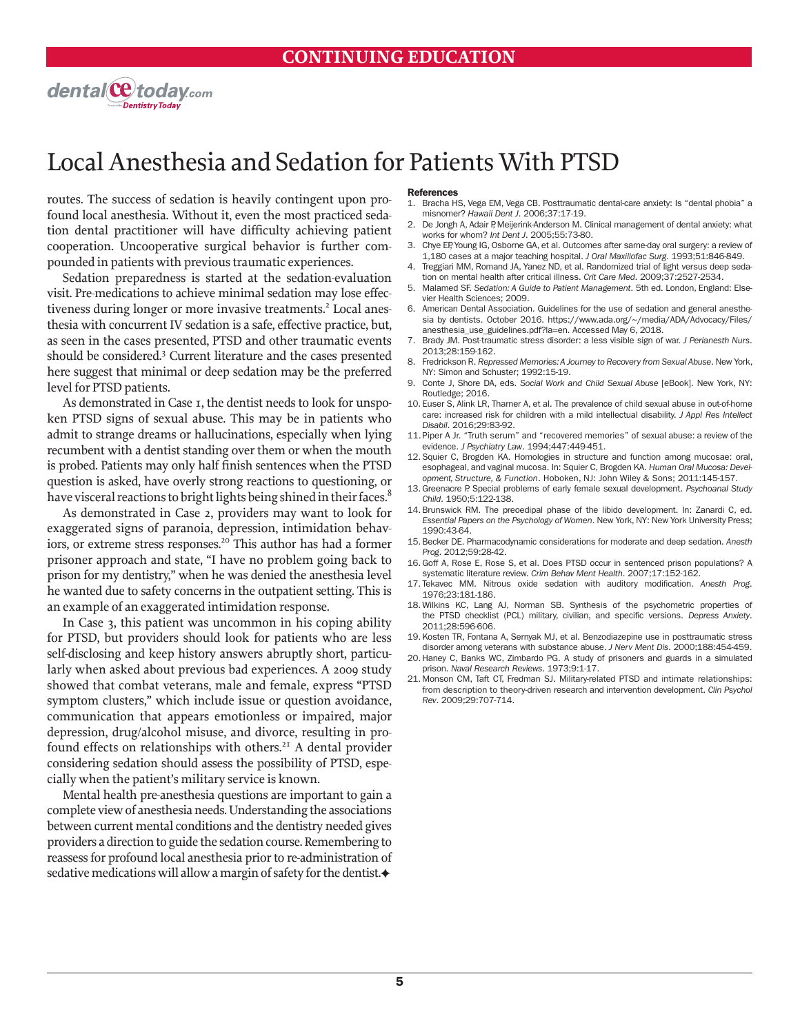routes. The success of sedation is heavily contingent upon profound local anesthesia. Without it, even the most practiced sedation dental practitioner will have difficulty achieving patient cooperation. Uncooperative surgical behavior is further compounded in patients with previous traumatic experiences.

Sedation preparedness is started at the sedation-evaluation visit. Pre-medications to achieve minimal sedation may lose effectiveness during longer or more invasive treatments.[2] Local anesthesia with concurrent IV sedation is a safe, effective practice, but, as seen in the cases presented, PTSD and other traumatic events should be considered.[3] Current literature and the cases presented here suggest that minimal or deep sedation may be the preferred level for PTSD patients.

As demonstrated in Case 1, the dentist needs to look for unspoken PTSD signs of sexual abuse. This may be in patients who admit to strange dreams or hallucinations, especially when lying recumbent with a dentist standing over them or when the mouth is probed. Patients may only half finish sentences when the PTSD question is asked, have overly strong reactions to questioning, or have visceral reactions to bright lights being shined in their faces.[8]

As demonstrated in Case 2, providers may want to look for exaggerated signs of paranoia, depression, intimidation behaviors, or extreme stress responses.[20] This author has had a former prisoner approach and state, "I have no problem going back to prison for my dentistry," when he was denied the anesthesia level he wanted due to safety concerns in the outpatient setting. This is an example of an exaggerated intimidation response.

In Case 3, this patient was uncommon in his coping ability for PTSD, but providers should look for patients who are less self-disclosing and keep history answers abruptly short, particularly when asked about previous bad experiences. A 2009 study showed that combat veterans, male and female, express "PTSD symptom clusters," which include issue or question avoidance, communication that appears emotionless or impaired, major depression, drug/alcohol misuse, and divorce, resulting in profound effects on relationships with others.[21] A dental provider considering sedation should assess the possibility of PTSD, especially when the patient's military service is known.

Mental health pre-anesthesia questions are important to gain a complete view of anesthesia needs. Understanding the associations between current mental conditions and the dentistry needed gives providers a direction to guide the sedation course. Remembering to reassess for profound local anesthesia prior to re-administration of sedative medications will allow a margin of safety for the dentist.✦

### References

1. Bracha HS, Vega EM, Vega CB. Posttraumatic dental-care anxiety: Is "dental phobia" a misnomer? *Hawaii Dent J*. 2006;37:17-19.
2. De Jongh A, Adair P, Meijerink-Anderson M. Clinical management of dental anxiety: what works for whom? *Int Dent J*. 2005;55:73-80.
3. Chye EP, Young IG, Osborne GA, et al. Outcomes after same-day oral surgery: a review of 1,180 cases at a major teaching hospital. *J Oral Maxillofac Surg*. 1993;51:846-849.
4. Treggiari MM, Romand JA, Yanez ND, et al. Randomized trial of light versus deep sedation on mental health after critical illness. *Crit Care Med*. 2009;37:2527-2534.
5. Malamed SF. *Sedation: A Guide to Patient Management*. 5th ed. London, England: Elsevier Health Sciences; 2009.
6. American Dental Association. Guidelines for the use of sedation and general anesthesia by dentists. October 2016. https://www.ada.org/~/media/ADA/Advocacy/Files/anesthesia_use_guidelines.pdf?la=en. Accessed May 6, 2018.
7. Brady JM. Post-traumatic stress disorder: a less visible sign of war. *J Perianesth Nurs*. 2013;28:159-162.
8. Fredrickson R. *Repressed Memories: A Journey to Recovery from Sexual Abuse*. New York, NY: Simon and Schuster; 1992:15-19.
9. Conte J, Shore DA, eds. *Social Work and Child Sexual Abuse* [eBook]. New York, NY: Routledge; 2016.
10. Euser S, Alink LR, Tharner A, et al. The prevalence of child sexual abuse in out-of-home care: increased risk for children with a mild intellectual disability. *J Appl Res Intellect Disabil*. 2016;29:83-92.
11. Piper A Jr. "Truth serum" and "recovered memories" of sexual abuse: a review of the evidence. *J Psychiatry Law*. 1994;447:449-451.
12. Squier C, Brogden KA. Homologies in structure and function among mucosae: oral, esophageal, and vaginal mucosa. In: Squier C, Brogden KA. *Human Oral Mucosa: Development, Structure, & Function*. Hoboken, NJ: John Wiley & Sons; 2011:145-157.
13. Greenacre P. Special problems of early female sexual development. *Psychoanal Study Child*. 1950;5:122-138.
14. Brunswick RM. The preoedipal phase of the libido development. In: Zanardi C, ed. *Essential Papers on the Psychology of Women*. New York, NY: New York University Press; 1990:43-64.
15. Becker DE. Pharmacodynamic considerations for moderate and deep sedation. *Anesth Prog*. 2012;59:28-42.
16. Goff A, Rose E, Rose S, et al. Does PTSD occur in sentenced prison populations? A systematic literature review. *Crim Behav Ment Health*. 2007;17:152-162.
17. Tekavec MM. Nitrous oxide sedation with auditory modification. *Anesth Prog*. 1976;23:181-186.
18. Wilkins KC, Lang AJ, Norman SB. Synthesis of the psychometric properties of the PTSD checklist (PCL) military, civilian, and specific versions. *Depress Anxiety*. 2011;28:596-606.
19. Kosten TR, Fontana A, Sernyak MJ, et al. Benzodiazepine use in posttraumatic stress disorder among veterans with substance abuse. *J Nerv Ment Dis*. 2000;188:454-459.
20. Haney C, Banks WC, Zimbardo PG. A study of prisoners and guards in a simulated prison. *Naval Research Reviews*. 1973;9:1-17.
21. Monson CM, Taft CT, Fredman SJ. Military-related PTSD and intimate relationships: from description to theory-driven research and intervention development. *Clin Psychol Rev*. 2009;29:707-714.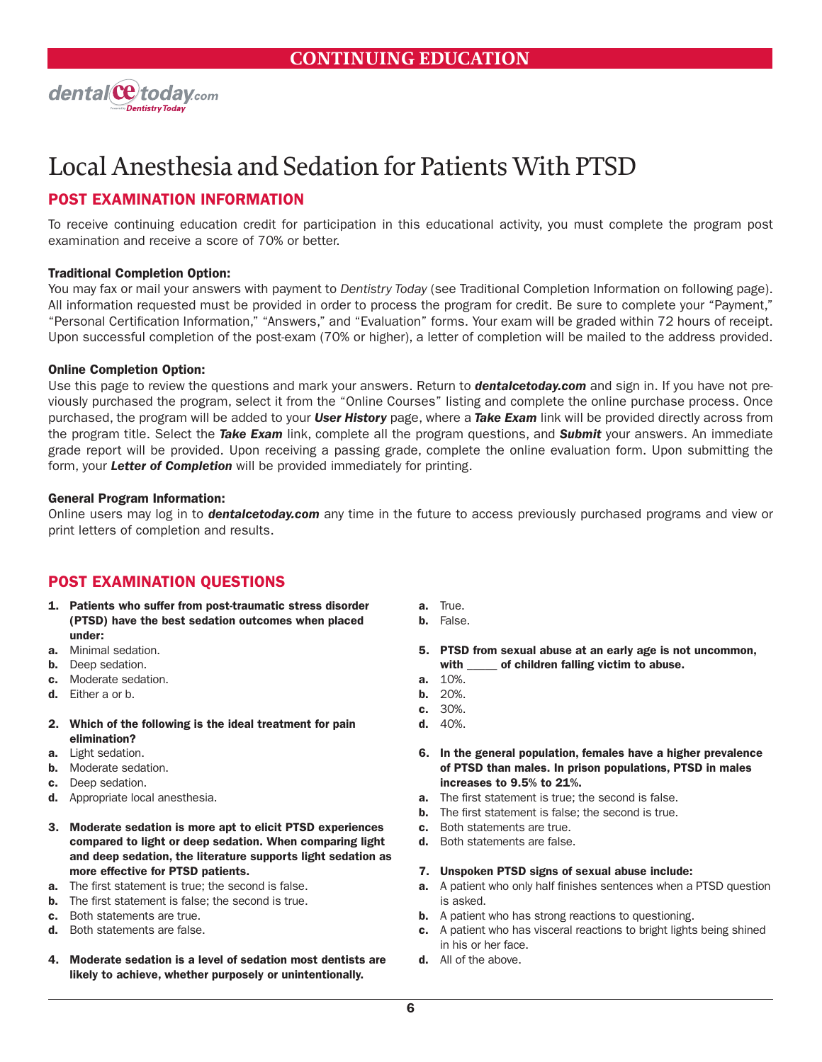CONTINUING EDUCATION

dentalcetoday.com

# Local Anesthesia and Sedation for Patients With PTSD

## POST EXAMINATION INFORMATION

To receive continuing education credit for participation in this educational activity, you must complete the program post examination and receive a score of 70% or better.

**Traditional Completion Option:**
You may fax or mail your answers with payment to *Dentistry Today* (see Traditional Completion Information on following page). All information requested must be provided in order to process the program for credit. Be sure to complete your "Payment," "Personal Certification Information," "Answers," and "Evaluation" forms. Your exam will be graded within 72 hours of receipt. Upon successful completion of the post-exam (70% or higher), a letter of completion will be mailed to the address provided.

**Online Completion Option:**
Use this page to review the questions and mark your answers. Return to ***dentalcetoday.com*** and sign in. If you have not previously purchased the program, select it from the "Online Courses" listing and complete the online purchase process. Once purchased, the program will be added to your ***User History*** page, where a ***Take Exam*** link will be provided directly across from the program title. Select the ***Take Exam*** link, complete all the program questions, and ***Submit*** your answers. An immediate grade report will be provided. Upon receiving a passing grade, complete the online evaluation form. Upon submitting the form, your ***Letter of Completion*** will be provided immediately for printing.

**General Program Information:**
Online users may log in to ***dentalcetoday.com*** any time in the future to access previously purchased programs and view or print letters of completion and results.

## POST EXAMINATION QUESTIONS

**1. Patients who suffer from post-traumatic stress disorder (PTSD) have the best sedation outcomes when placed under:**
- **a.** Minimal sedation.
- **b.** Deep sedation.
- **c.** Moderate sedation.
- **d.** Either a or b.

**2. Which of the following is the ideal treatment for pain elimination?**
- **a.** Light sedation.
- **b.** Moderate sedation.
- **c.** Deep sedation.
- **d.** Appropriate local anesthesia.

**3. Moderate sedation is more apt to elicit PTSD experiences compared to light or deep sedation. When comparing light and deep sedation, the literature supports light sedation as more effective for PTSD patients.**
- **a.** The first statement is true; the second is false.
- **b.** The first statement is false; the second is true.
- **c.** Both statements are true.
- **d.** Both statements are false.

**4. Moderate sedation is a level of sedation most dentists are likely to achieve, whether purposely or unintentionally.**
- **a.** True.
- **b.** False.

**5. PTSD from sexual abuse at an early age is not uncommon, with _____ of children falling victim to abuse.**
- **a.** 10%.
- **b.** 20%.
- **c.** 30%.
- **d.** 40%.

**6. In the general population, females have a higher prevalence of PTSD than males. In prison populations, PTSD in males increases to 9.5% to 21%.**
- **a.** The first statement is true; the second is false.
- **b.** The first statement is false; the second is true.
- **c.** Both statements are true.
- **d.** Both statements are false.

**7. Unspoken PTSD signs of sexual abuse include:**
- **a.** A patient who only half finishes sentences when a PTSD question is asked.
- **b.** A patient who has strong reactions to questioning.
- **c.** A patient who has visceral reactions to bright lights being shined in his or her face.
- **d.** All of the above.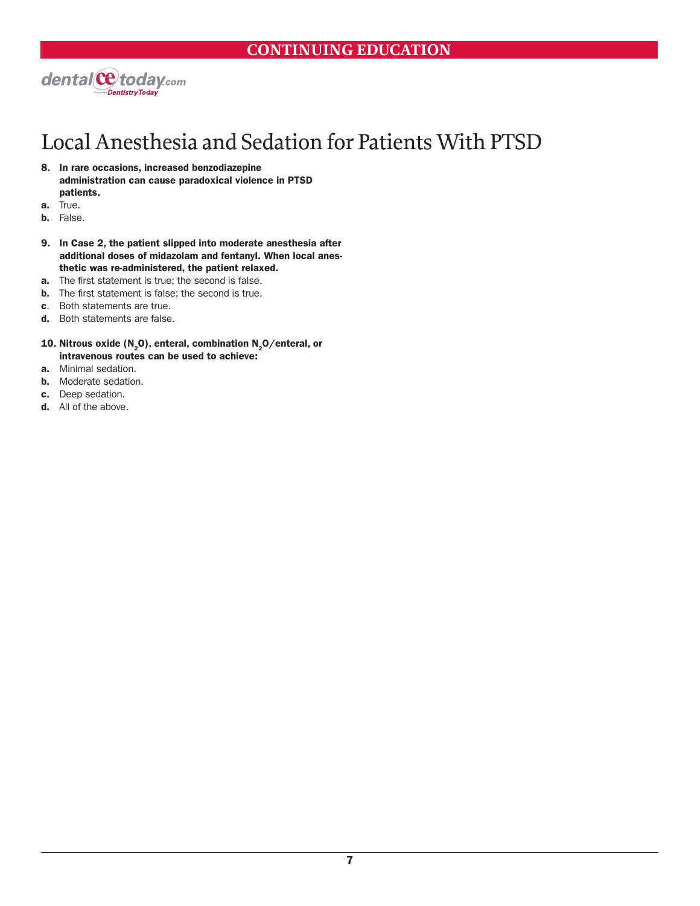# Local Anesthesia and Sedation for Patients With PTSD

**8. In rare occasions, increased benzodiazepine administration can cause paradoxical violence in PTSD patients.**

**a.** True.
**b.** False.

**9. In Case 2, the patient slipped into moderate anesthesia after additional doses of midazolam and fentanyl. When local anesthetic was re-administered, the patient relaxed.**

**a.** The first statement is true; the second is false.
**b.** The first statement is false; the second is true.
**c**. Both statements are true.
**d.** Both statements are false.

**10. Nitrous oxide ($N_2O$), enteral, combination $N_2O$/enteral, or intravenous routes can be used to achieve:**

**a.** Minimal sedation.
**b.** Moderate sedation.
**c.** Deep sedation.
**d.** All of the above.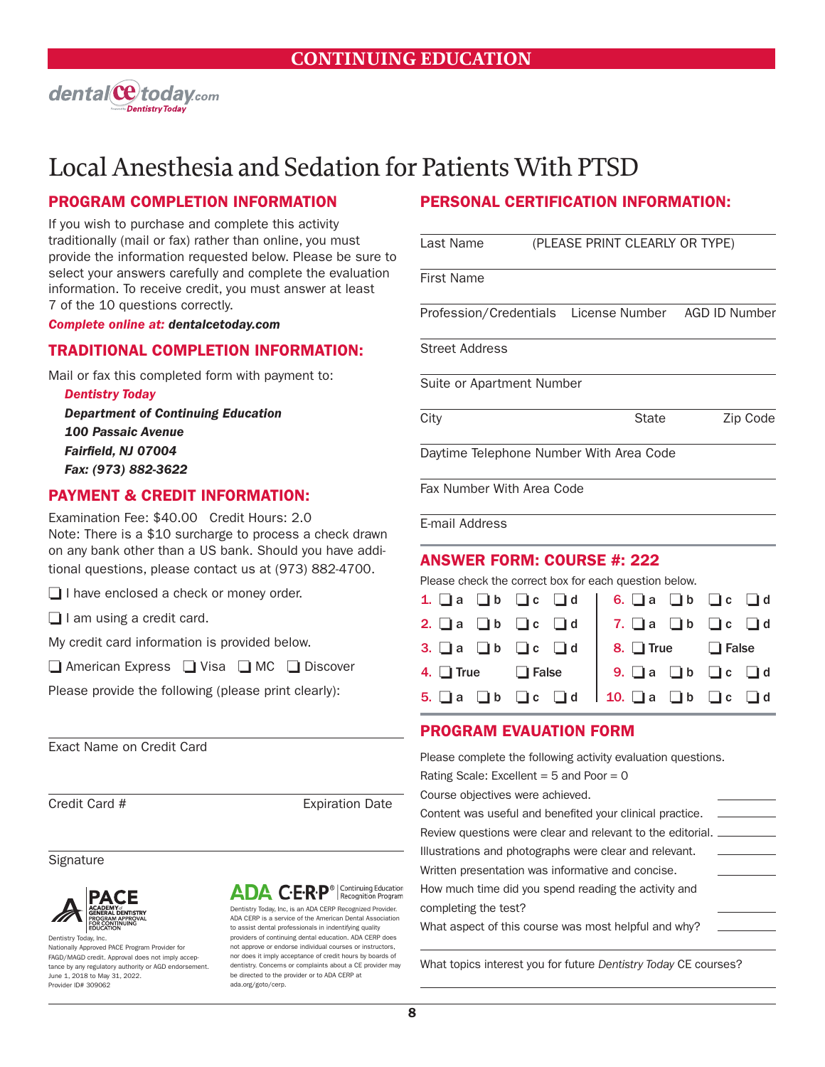CONTINUING EDUCATION

dentalcetoday.com
Dentistry Today

# Local Anesthesia and Sedation for Patients With PTSD

## PROGRAM COMPLETION INFORMATION

If you wish to purchase and complete this activity traditionally (mail or fax) rather than online, you must provide the information requested below. Please be sure to select your answers carefully and complete the evaluation information. To receive credit, you must answer at least 7 of the 10 questions correctly.

***Complete online at:*** ***dentalcetoday.com***

## TRADITIONAL COMPLETION INFORMATION:

Mail or fax this completed form with payment to:

***Dentistry Today***
***Department of Continuing Education***
***100 Passaic Avenue***
***Fairfield, NJ 07004***
***Fax: (973) 882-3622***

## PAYMENT & CREDIT INFORMATION:

Examination Fee: $40.00   Credit Hours: 2.0
Note: There is a $10 surcharge to process a check drawn on any bank other than a US bank. Should you have additional questions, please contact us at (973) 882-4700.

❑ I have enclosed a check or money order.

❑ I am using a credit card.

My credit card information is provided below.

❑ American Express ❑ Visa ❑ MC ❑ Discover

Please provide the following (please print clearly):

Exact Name on Credit Card

Credit Card #   Expiration Date

Signature

PACE ACADEMY of GENERAL DENTISTRY PROGRAM APPROVAL FOR CONTINUING EDUCATION

Dentistry Today, Inc.
Nationally Approved PACE Program Provider for FAGD/MAGD credit. Approval does not imply acceptance by any regulatory authority or AGD endorsement. June 1, 2018 to May 31, 2022.
Provider ID# 309062

ADA C·E·R·P® | Continuing Education Recognition Program

Dentistry Today, Inc, is an ADA CERP Recognized Provider. ADA CERP is a service of the American Dental Association to assist dental professionals in indentifying quality providers of continuing dental education. ADA CERP does not approve or endorse individual courses or instructors, nor does it imply acceptance of credit hours by boards of dentistry. Concerns or complaints about a CE provider may be directed to the provider or to ADA CERP at ada.org/goto/cerp.

## PERSONAL CERTIFICATION INFORMATION:

Last Name   (PLEASE PRINT CLEARLY OR TYPE)

First Name

Profession/Credentials   License Number   AGD ID Number

Street Address

Suite or Apartment Number

City   State   Zip Code

Daytime Telephone Number With Area Code

Fax Number With Area Code

E-mail Address

## ANSWER FORM: COURSE #: 222

Please check the correct box for each question below.

| | | | | | | | | | |
|---|---|---|---|---|---|---|---|---|---|
| 1. | ❑ a | ❑ b | ❑ c | ❑ d | 6. | ❑ a | ❑ b | ❑ c | ❑ d |
| 2. | ❑ a | ❑ b | ❑ c | ❑ d | 7. | ❑ a | ❑ b | ❑ c | ❑ d |
| 3. | ❑ a | ❑ b | ❑ c | ❑ d | 8. | ❑ True | | ❑ False | |
| 4. | ❑ True | | ❑ False | | 9. | ❑ a | ❑ b | ❑ c | ❑ d |
| 5. | ❑ a | ❑ b | ❑ c | ❑ d | 10. | ❑ a | ❑ b | ❑ c | ❑ d |

## PROGRAM EVAUATION FORM

Please complete the following activity evaluation questions.

Rating Scale: Excellent = 5 and Poor = 0

Course objectives were achieved. ______

Content was useful and benefited your clinical practice. ______

Review questions were clear and relevant to the editorial. ______

Illustrations and photographs were clear and relevant. ______

Written presentation was informative and concise. ______

How much time did you spend reading the activity and completing the test? ______

What aspect of this course was most helpful and why? ______

What topics interest you for future *Dentistry Today* CE courses?